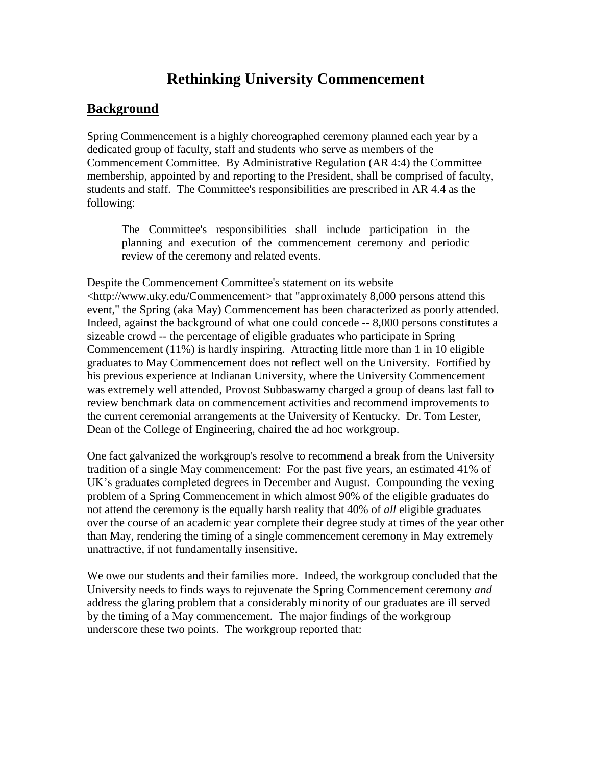# Rethinking University Commencement

## Background

Spring Commencement is a highly choreographed ceremony planned each year by a dedicated group of faculty, staff and students who serve as members of the Commencement Committee. By Administrative Regulation (AR 4:4) the Committee membership, appointed by and reporting to the President, shall be comprised of faculty, students and staff. The Committee's responsibilities are prescribed in AR 4.4 as the following:

> The Committee's responsibilities shall include participation in the planning and execution of the commencement ceremony and periodic review of the ceremony and related events.

Despite the Commencement Committee's statement on its website <http://www.uky.edu/Commencement> that "approximately 8,000 persons attend this event," the Spring (aka May) Commencement has been characterized as poorly attended. Indeed, against the background of what one could concede -- 8,000 persons constitutes a sizeable crowd -- the percentage of eligible graduates who participate in Spring Commencement (11%) is hardly inspiring. Attracting little more than 1 in 10 eligible graduates to May Commencement does not reflect well on the University. Fortified by his previous experience at Indianan University, where the University Commencement was extremely well attended, Provost Subbaswamy charged a group of deans last fall to review benchmark data on commencement activities and recommend improvements to the current ceremonial arrangements at the University of Kentucky. Dr. Tom Lester, Dean of the College of Engineering, chaired the ad hoc workgroup.

One fact galvanized the workgroup's resolve to recommend a break from the University tradition of a single May commencement: For the past five years, an estimated 41% of UK's graduates completed degrees in December and August. Compounding the vexing problem of a Spring Commencement in which almost 90% of the eligible graduates do not attend the ceremony is the equally harsh reality that 40% of *all* eligible graduates over the course of an academic year complete their degree study at times of the year other than May, rendering the timing of a single commencement ceremony in May extremely unattractive, if not fundamentally insensitive.

We owe our students and their families more. Indeed, the workgroup concluded that the University needs to finds ways to rejuvenate the Spring Commencement ceremony *and* address the glaring problem that a considerably minority of our graduates are ill served by the timing of a May commencement. The major findings of the workgroup underscore these two points. The workgroup reported that: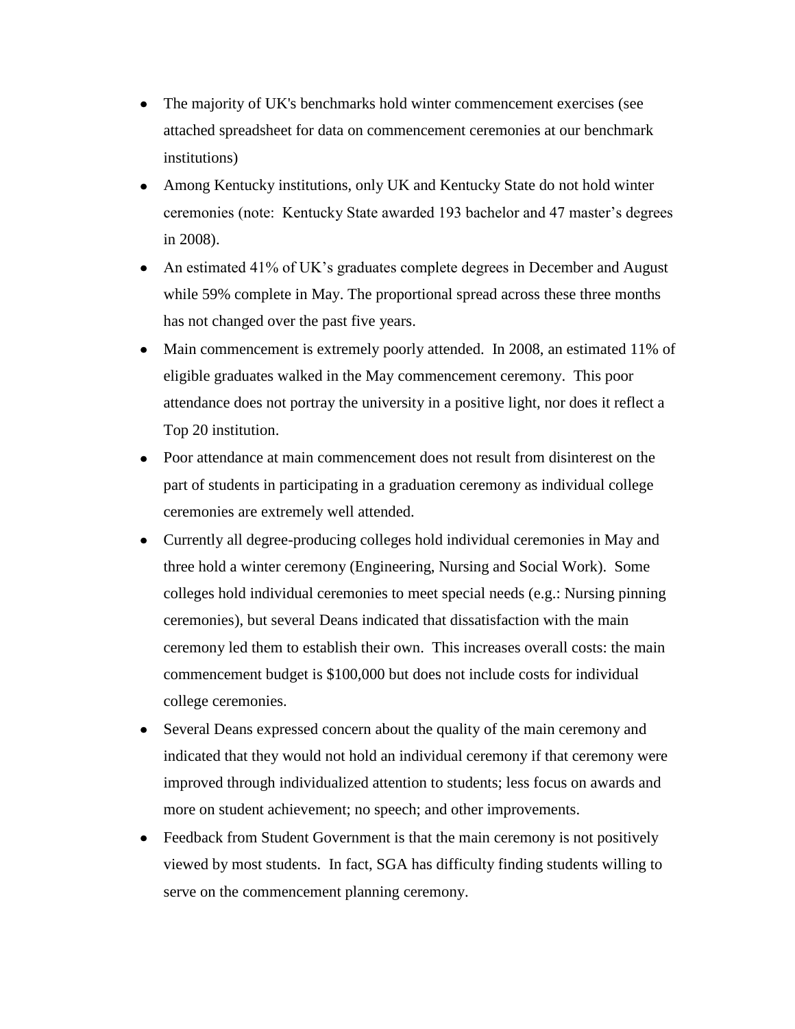- The majority of UK's benchmarks hold winter commencement exercises (see attached spreadsheet for data on commencement ceremonies at our benchmark institutions)
- Among Kentucky institutions, only UK and Kentucky State do not hold winter ceremonies (note: Kentucky State awarded 193 bachelor and 47 master's degrees in 2008).
- An estimated 41% of UK's graduates complete degrees in December and August while 59% complete in May. The proportional spread across these three months has not changed over the past five years.
- Main commencement is extremely poorly attended. In 2008, an estimated 11% of eligible graduates walked in the May commencement ceremony. This poor attendance does not portray the university in a positive light, nor does it reflect a Top 20 institution.
- Poor attendance at main commencement does not result from disinterest on the part of students in participating in a graduation ceremony as individual college ceremonies are extremely well attended.
- Currently all degree-producing colleges hold individual ceremonies in May and three hold a winter ceremony (Engineering, Nursing and Social Work). Some colleges hold individual ceremonies to meet special needs (e.g.: Nursing pinning ceremonies), but several Deans indicated that dissatisfaction with the main ceremony led them to establish their own. This increases overall costs: the main commencement budget is $100,000 but does not include costs for individual college ceremonies.
- Several Deans expressed concern about the quality of the main ceremony and indicated that they would not hold an individual ceremony if that ceremony were improved through individualized attention to students; less focus on awards and more on student achievement; no speech; and other improvements.
- Feedback from Student Government is that the main ceremony is not positively viewed by most students. In fact, SGA has difficulty finding students willing to serve on the commencement planning ceremony.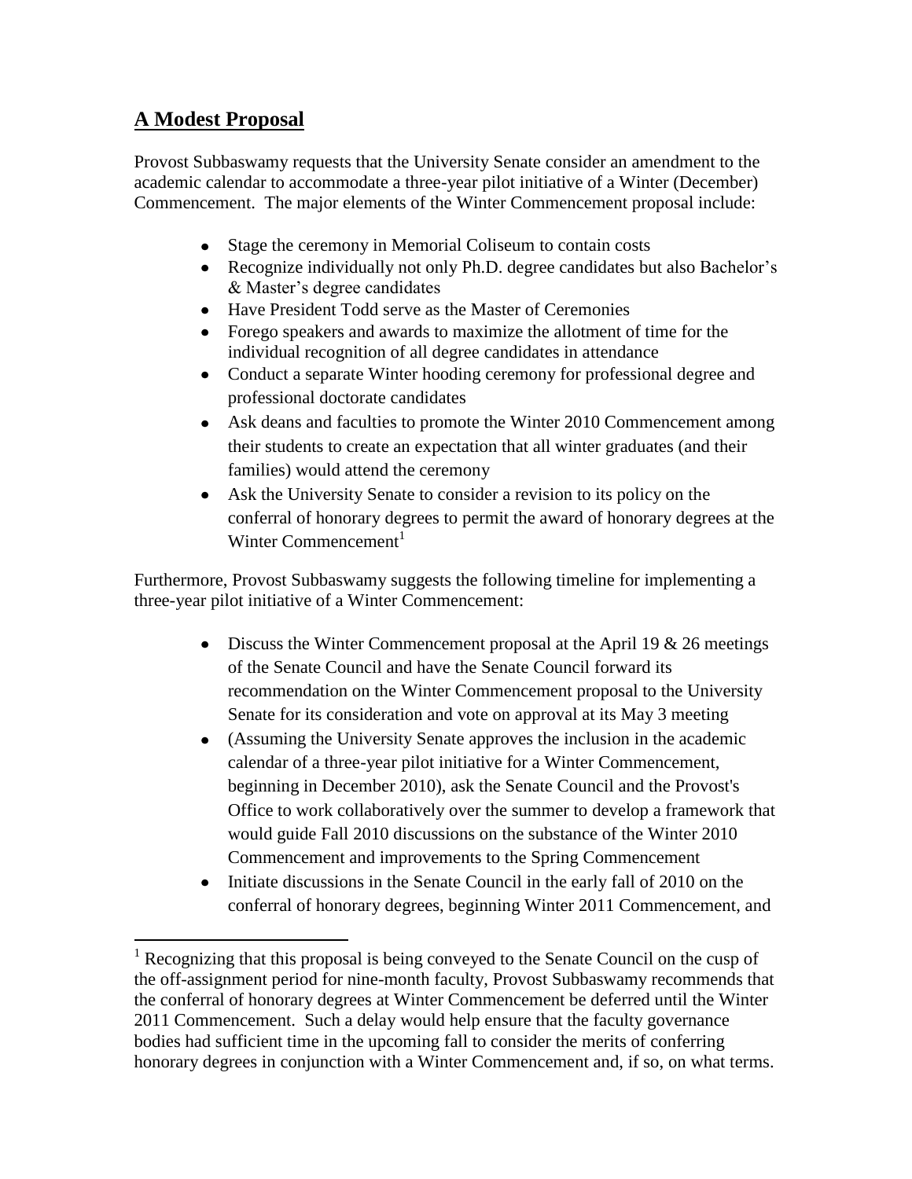## **A Modest Proposal**

Provost Subbaswamy requests that the University Senate consider an amendment to the academic calendar to accommodate a three-year pilot initiative of a Winter (December) Commencement. The major elements of the Winter Commencement proposal include:

- Stage the ceremony in Memorial Coliseum to contain costs
- Recognize individually not only Ph.D. degree candidates but also Bachelor's & Master's degree candidates
- Have President Todd serve as the Master of Ceremonies
- Forego speakers and awards to maximize the allotment of time for the individual recognition of all degree candidates in attendance
- Conduct a separate Winter hooding ceremony for professional degree and professional doctorate candidates
- Ask deans and faculties to promote the Winter 2010 Commencement among their students to create an expectation that all winter graduates (and their families) would attend the ceremony
- Ask the University Senate to consider a revision to its policy on the conferral of honorary degrees to permit the award of honorary degrees at the Winter Commencement[1]

Furthermore, Provost Subbaswamy suggests the following timeline for implementing a three-year pilot initiative of a Winter Commencement:

- Discuss the Winter Commencement proposal at the April 19 & 26 meetings of the Senate Council and have the Senate Council forward its recommendation on the Winter Commencement proposal to the University Senate for its consideration and vote on approval at its May 3 meeting
- (Assuming the University Senate approves the inclusion in the academic calendar of a three-year pilot initiative for a Winter Commencement, beginning in December 2010), ask the Senate Council and the Provost's Office to work collaboratively over the summer to develop a framework that would guide Fall 2010 discussions on the substance of the Winter 2010 Commencement and improvements to the Spring Commencement
- Initiate discussions in the Senate Council in the early fall of 2010 on the conferral of honorary degrees, beginning Winter 2011 Commencement, and

[1] Recognizing that this proposal is being conveyed to the Senate Council on the cusp of the off-assignment period for nine-month faculty, Provost Subbaswamy recommends that the conferral of honorary degrees at Winter Commencement be deferred until the Winter 2011 Commencement. Such a delay would help ensure that the faculty governance bodies had sufficient time in the upcoming fall to consider the merits of conferring honorary degrees in conjunction with a Winter Commencement and, if so, on what terms.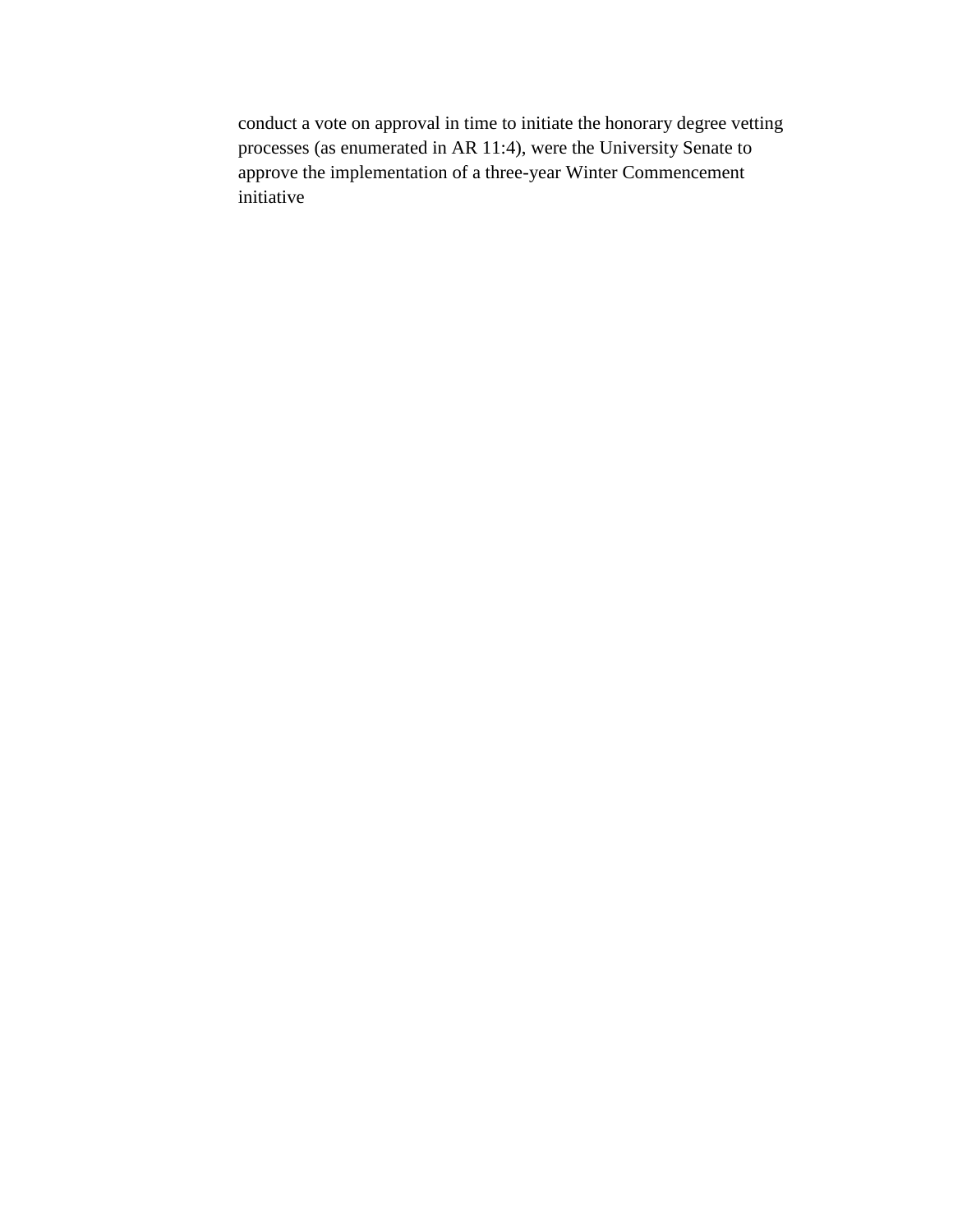conduct a vote on approval in time to initiate the honorary degree vetting processes (as enumerated in AR 11:4), were the University Senate to approve the implementation of a three-year Winter Commencement initiative